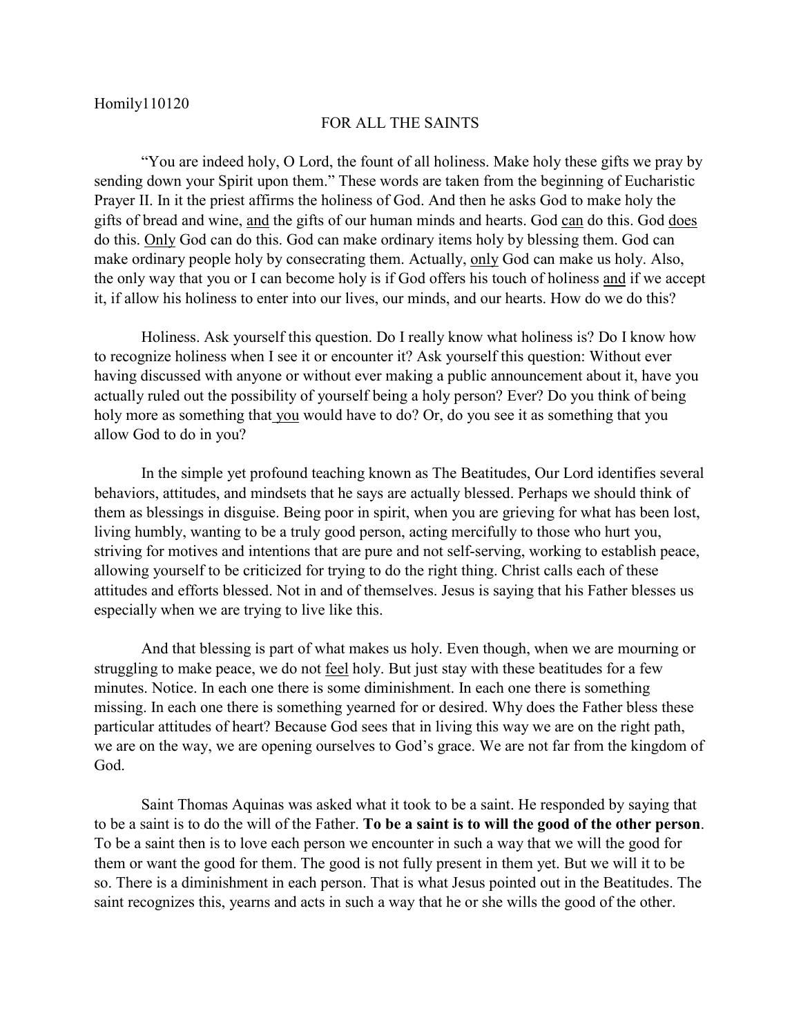Homily110120

# FOR ALL THE SAINTS

"You are indeed holy, O Lord, the fount of all holiness. Make holy these gifts we pray by sending down your Spirit upon them." These words are taken from the beginning of Eucharistic Prayer II. In it the priest affirms the holiness of God. And then he asks God to make holy the gifts of bread and wine, <u>and</u> the gifts of our human minds and hearts. God <u>can</u> do this. God <u>does</u> do this. <u>Only</u> God can do this. God can make ordinary items holy by blessing them. God can make ordinary people holy by consecrating them. Actually, <u>only</u> God can make us holy. Also, the only way that you or I can become holy is if God offers his touch of holiness <u>and</u> if we accept it, if allow his holiness to enter into our lives, our minds, and our hearts. How do we do this?

Holiness. Ask yourself this question. Do I really know what holiness is? Do I know how to recognize holiness when I see it or encounter it? Ask yourself this question: Without ever having discussed with anyone or without ever making a public announcement about it, have you actually ruled out the possibility of yourself being a holy person? Ever? Do you think of being holy more as something that <u>you</u> would have to do? Or, do you see it as something that you allow God to do in you?

In the simple yet profound teaching known as The Beatitudes, Our Lord identifies several behaviors, attitudes, and mindsets that he says are actually blessed. Perhaps we should think of them as blessings in disguise. Being poor in spirit, when you are grieving for what has been lost, living humbly, wanting to be a truly good person, acting mercifully to those who hurt you, striving for motives and intentions that are pure and not self-serving, working to establish peace, allowing yourself to be criticized for trying to do the right thing. Christ calls each of these attitudes and efforts blessed. Not in and of themselves. Jesus is saying that his Father blesses us especially when we are trying to live like this.

And that blessing is part of what makes us holy. Even though, when we are mourning or struggling to make peace, we do not <u>feel</u> holy. But just stay with these beatitudes for a few minutes. Notice. In each one there is some diminishment. In each one there is something missing. In each one there is something yearned for or desired. Why does the Father bless these particular attitudes of heart? Because God sees that in living this way we are on the right path, we are on the way, we are opening ourselves to God's grace. We are not far from the kingdom of God.

Saint Thomas Aquinas was asked what it took to be a saint. He responded by saying that to be a saint is to do the will of the Father. **To be a saint is to will the good of the other person**. To be a saint then is to love each person we encounter in such a way that we will the good for them or want the good for them. The good is not fully present in them yet. But we will it to be so. There is a diminishment in each person. That is what Jesus pointed out in the Beatitudes. The saint recognizes this, yearns and acts in such a way that he or she wills the good of the other.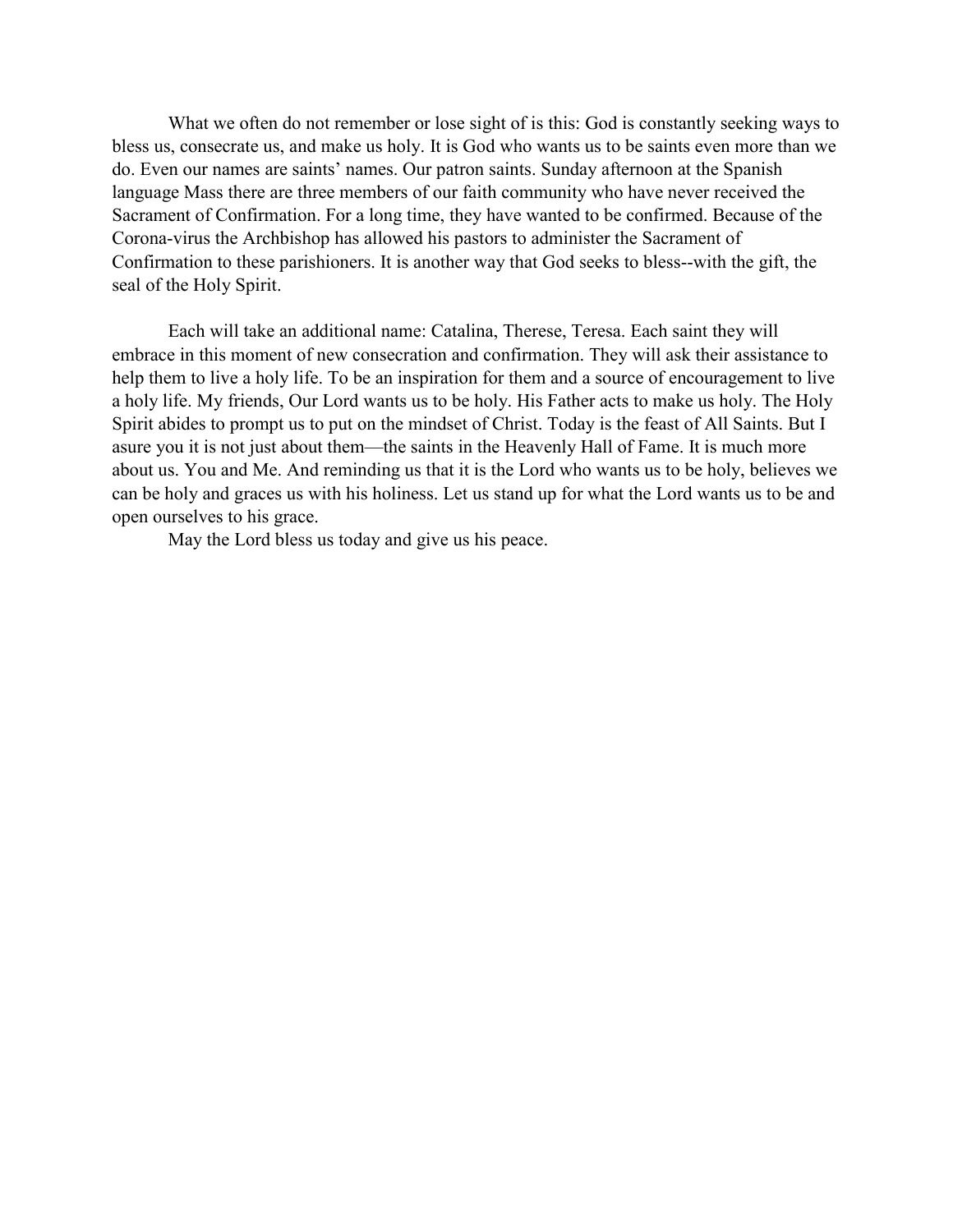What we often do not remember or lose sight of is this: God is constantly seeking ways to bless us, consecrate us, and make us holy. It is God who wants us to be saints even more than we do. Even our names are saints' names. Our patron saints. Sunday afternoon at the Spanish language Mass there are three members of our faith community who have never received the Sacrament of Confirmation. For a long time, they have wanted to be confirmed. Because of the Corona-virus the Archbishop has allowed his pastors to administer the Sacrament of Confirmation to these parishioners. It is another way that God seeks to bless--with the gift, the seal of the Holy Spirit.

Each will take an additional name: Catalina, Therese, Teresa. Each saint they will embrace in this moment of new consecration and confirmation. They will ask their assistance to help them to live a holy life. To be an inspiration for them and a source of encouragement to live a holy life. My friends, Our Lord wants us to be holy. His Father acts to make us holy. The Holy Spirit abides to prompt us to put on the mindset of Christ. Today is the feast of All Saints. But I asure you it is not just about them—the saints in the Heavenly Hall of Fame. It is much more about us. You and Me. And reminding us that it is the Lord who wants us to be holy, believes we can be holy and graces us with his holiness. Let us stand up for what the Lord wants us to be and open ourselves to his grace.

May the Lord bless us today and give us his peace.